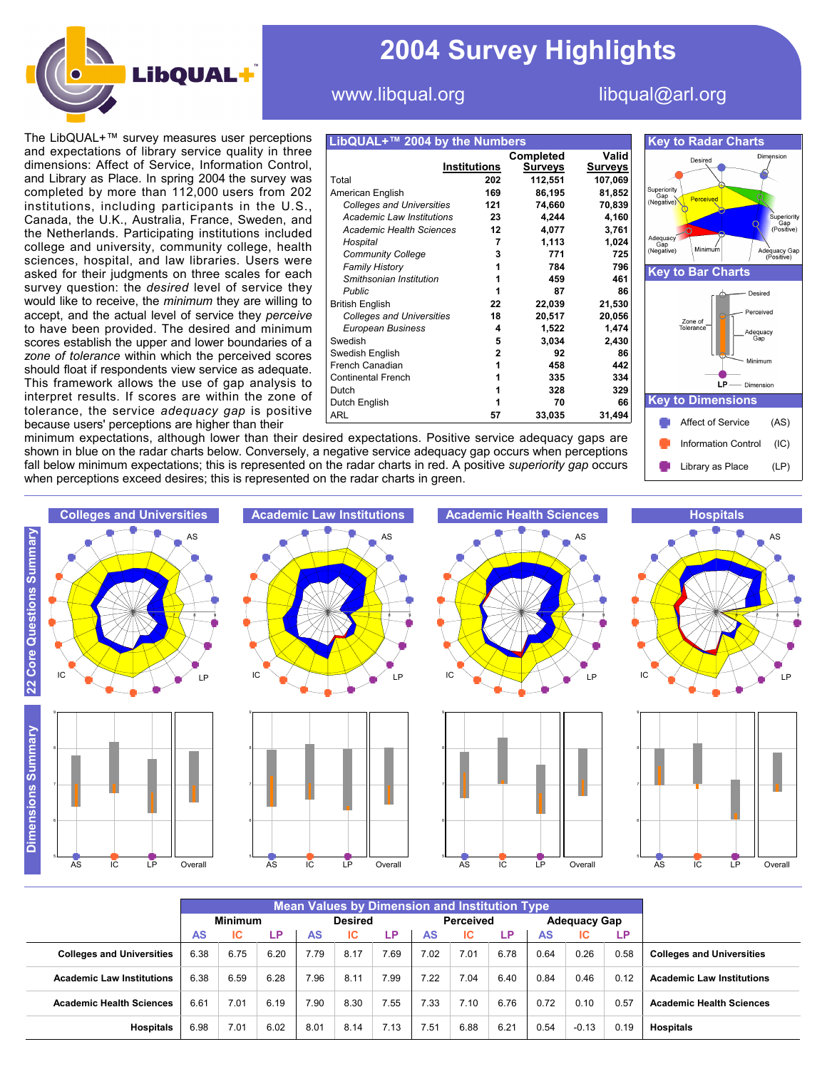# 2004 Survey Highlights

www.libqual.org libqual@arl.org

The LibQUAL+™ survey measures user perceptions and expectations of library service quality in three dimensions: Affect of Service, Information Control, and Library as Place. In spring 2004 the survey was completed by more than 112,000 users from 202 institutions, including participants in the U.S., Canada, the U.K., Australia, France, Sweden, and the Netherlands. Participating institutions included college and university, community college, health sciences, hospital, and law libraries. Users were asked for their judgments on three scales for each survey question: the *desired* level of service they would like to receive, the *minimum* they are willing to accept, and the actual level of service they *perceive* to have been provided. The desired and minimum scores establish the upper and lower boundaries of a *zone of tolerance* within which the perceived scores should float if respondents view service as adequate. This framework allows the use of gap analysis to interpret results. If scores are within the zone of tolerance, the service *adequacy gap* is positive because users' perceptions are higher than their minimum expectations, although lower than their desired expectations. Positive service adequacy gaps are shown in blue on the radar charts below. Conversely, a negative service adequacy gap occurs when perceptions fall below minimum expectations; this is represented on the radar charts in red. A positive *superiority gap* occurs when perceptions exceed desires; this is represented on the radar charts in green.

## LibQUAL+™ 2004 by the Numbers

| | Institutions | Completed Surveys | Valid Surveys |
|---|---|---|---|
| Total | 202 | 112,551 | 107,069 |
| American English | 169 | 86,195 | 81,852 |
| *Colleges and Universities* | 121 | 74,660 | 70,839 |
| *Academic Law Institutions* | 23 | 4,244 | 4,160 |
| *Academic Health Sciences* | 12 | 4,077 | 3,761 |
| *Hospital* | 7 | 1,113 | 1,024 |
| *Community College* | 3 | 771 | 725 |
| *Family History* | 1 | 784 | 796 |
| *Smithsonian Institution* | 1 | 459 | 461 |
| *Public* | 1 | 87 | 86 |
| British English | 22 | 22,039 | 21,530 |
| *Colleges and Universities* | 18 | 20,517 | 20,056 |
| *European Business* | 4 | 1,522 | 1,474 |
| Swedish | 5 | 3,034 | 2,430 |
| Swedish English | 2 | 92 | 86 |
| French Canadian | 1 | 458 | 442 |
| Continental French | 1 | 335 | 334 |
| Dutch | 1 | 328 | 329 |
| Dutch English | 1 | 70 | 66 |
| ARL | 57 | 33,035 | 31,494 |

## Key to Radar Charts

Desired; Dimension; Superiority Gap (Negative); Perceived; Superiority Gap (Positive); Adequacy Gap (Negative); Minimum; Adequacy Gap (Positive)

## Key to Bar Charts

Desired; Perceived; Zone of Tolerance; Adequacy Gap; Minimum; LP — Dimension

## Key to Dimensions

- Affect of Service (AS)
- Information Control (IC)
- Library as Place (LP)

## 22 Core Questions Summary / Dimensions Summary

Colleges and Universities | Academic Law Institutions | Academic Health Sciences | Hospitals

## Mean Values by Dimension and Institution Type

| | Minimum | | | Desired | | | Perceived | | | Adequacy Gap | | | |
|---|---|---|---|---|---|---|---|---|---|---|---|---|---|
| | AS | IC | LP | AS | IC | LP | AS | IC | LP | AS | IC | LP | |
| **Colleges and Universities** | 6.38 | 6.75 | 6.20 | 7.79 | 8.17 | 7.69 | 7.02 | 7.01 | 6.78 | 0.64 | 0.26 | 0.58 | **Colleges and Universities** |
| **Academic Law Institutions** | 6.38 | 6.59 | 6.28 | 7.96 | 8.11 | 7.99 | 7.22 | 7.04 | 6.40 | 0.84 | 0.46 | 0.12 | **Academic Law Institutions** |
| **Academic Health Sciences** | 6.61 | 7.01 | 6.19 | 7.90 | 8.30 | 7.55 | 7.33 | 7.10 | 6.76 | 0.72 | 0.10 | 0.57 | **Academic Health Sciences** |
| **Hospitals** | 6.98 | 7.01 | 6.02 | 8.01 | 8.14 | 7.13 | 7.51 | 6.88 | 6.21 | 0.54 | -0.13 | 0.19 | **Hospitals** |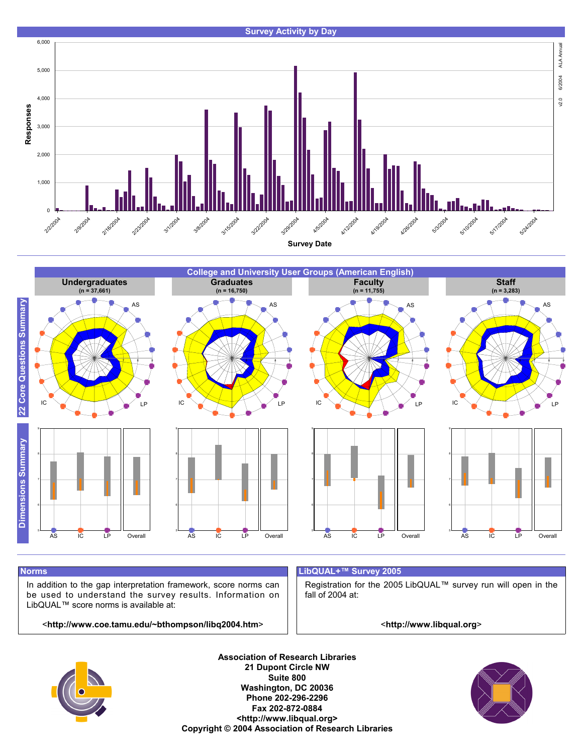## Survey Activity by Day

Responses

6,000
5,000
4,000
3,000
2,000
1,000
0

2/2/2004 2/9/2004 2/16/2004 2/23/2004 3/1/2004 3/8/2004 3/15/2004 3/22/2004 3/29/2004 4/5/2004 4/12/2004 4/19/2004 4/26/2004 5/3/2004 5/10/2004 5/17/2004 5/24/2004

Survey Date

v2.0 6/2004 ALA Annual

## College and University User Groups (American English)

**Undergraduates** (n = 37,661)

**Graduates** (n = 16,750)

**Faculty** (n = 11,755)

**Staff** (n = 3,283)

22 Core Questions Summary

AS IC LP

Dimensions Summary

AS IC LP Overall

## Norms

In addition to the gap interpretation framework, score norms can be used to understand the survey results. Information on LibQUAL™ score norms is available at:

**<http://www.coe.tamu.edu/~bthompson/libq2004.htm>**

## LibQUAL+™ Survey 2005

Registration for the 2005 LibQUAL™ survey run will open in the fall of 2004 at:

**<http://www.libqual.org>**

**Association of Research Libraries**
**21 Dupont Circle NW**
**Suite 800**
**Washington, DC 20036**
**Phone 202-296-2296**
**Fax 202-872-0884**
**<http://www.libqual.org>**
**Copyright © 2004 Association of Research Libraries**